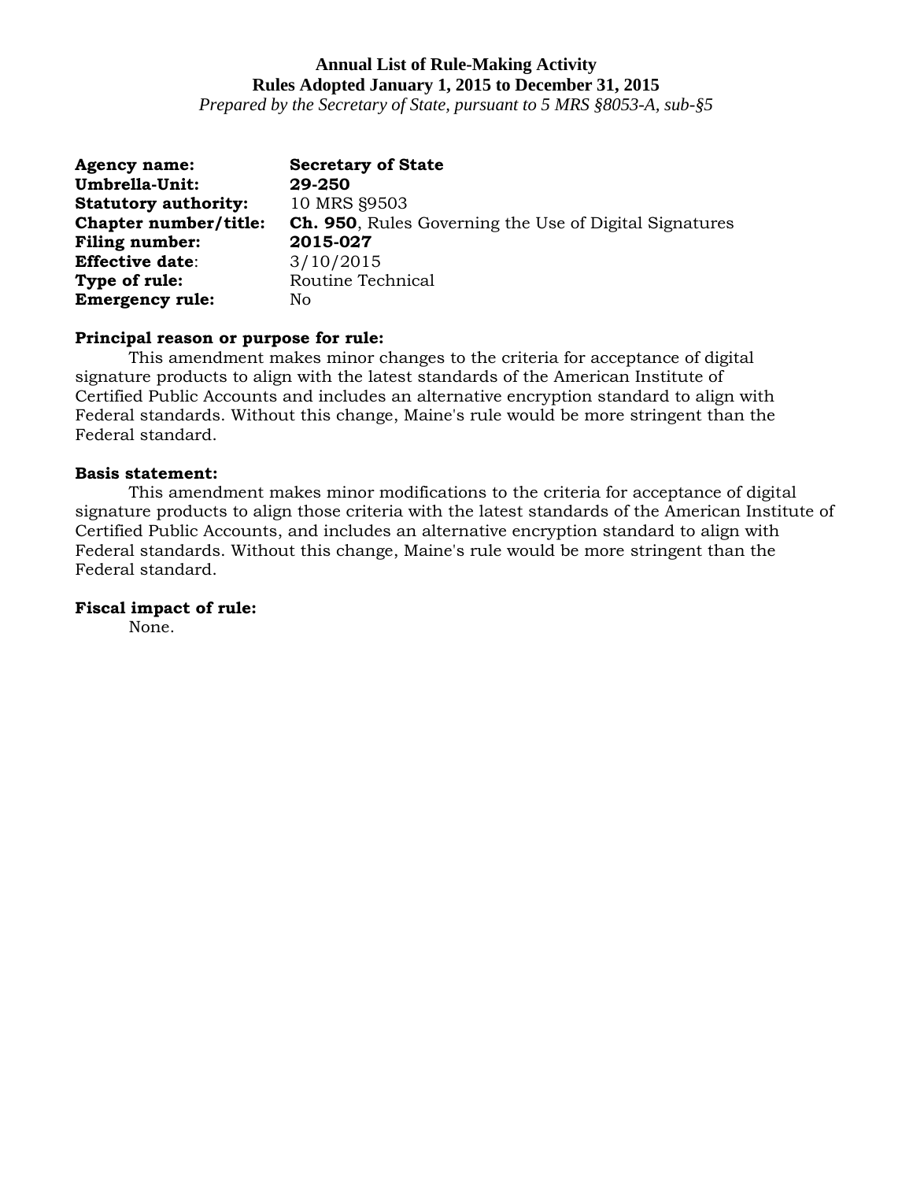# Annual List of Rule-Making Activity

## Rules Adopted January 1, 2015 to December 31, 2015

*Prepared by the Secretary of State, pursuant to 5 MRS §8053-A, sub-§5*

**Agency name:** **Secretary of State**
**Umbrella-Unit:** **29-250**
**Statutory authority:** 10 MRS §9503
**Chapter number/title:** **Ch. 950**, Rules Governing the Use of Digital Signatures
**Filing number:** **2015-027**
**Effective date**: 3/10/2015
**Type of rule:** Routine Technical
**Emergency rule:** No

**Principal reason or purpose for rule:**

This amendment makes minor changes to the criteria for acceptance of digital signature products to align with the latest standards of the American Institute of Certified Public Accounts and includes an alternative encryption standard to align with Federal standards. Without this change, Maine's rule would be more stringent than the Federal standard.

**Basis statement:**

This amendment makes minor modifications to the criteria for acceptance of digital signature products to align those criteria with the latest standards of the American Institute of Certified Public Accounts, and includes an alternative encryption standard to align with Federal standards. Without this change, Maine's rule would be more stringent than the Federal standard.

**Fiscal impact of rule:**

None.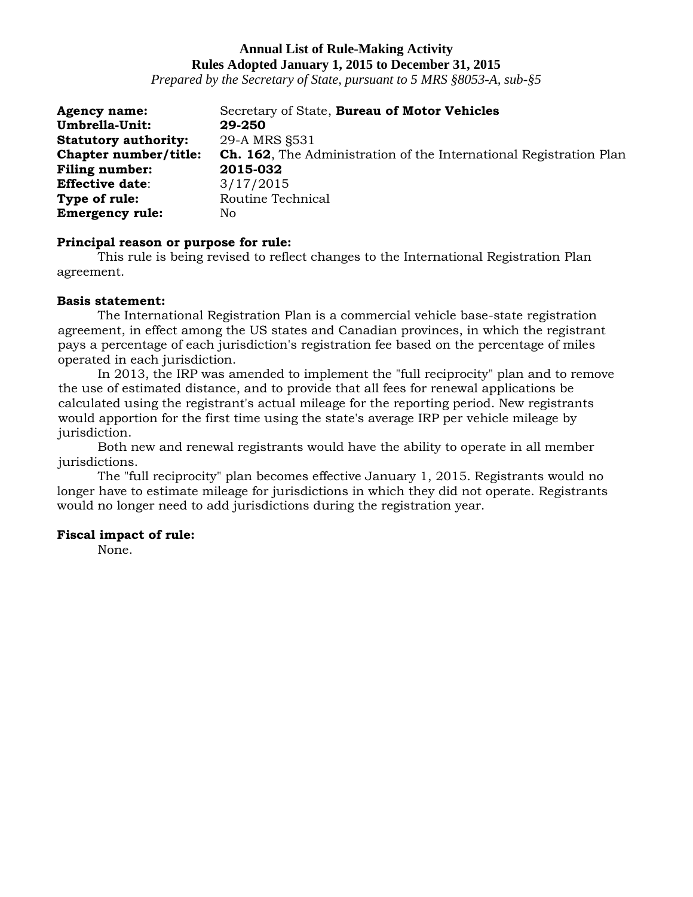**Annual List of Rule-Making Activity**
**Rules Adopted January 1, 2015 to December 31, 2015**
*Prepared by the Secretary of State, pursuant to 5 MRS §8053-A, sub-§5*

**Agency name:** Secretary of State, **Bureau of Motor Vehicles**
**Umbrella-Unit:** **29-250**
**Statutory authority:** 29-A MRS §531
**Chapter number/title:** **Ch. 162**, The Administration of the International Registration Plan
**Filing number:** **2015-032**
**Effective date**: 3/17/2015
**Type of rule:** Routine Technical
**Emergency rule:** No

**Principal reason or purpose for rule:**

This rule is being revised to reflect changes to the International Registration Plan agreement.

**Basis statement:**

The International Registration Plan is a commercial vehicle base-state registration agreement, in effect among the US states and Canadian provinces, in which the registrant pays a percentage of each jurisdiction's registration fee based on the percentage of miles operated in each jurisdiction.

In 2013, the IRP was amended to implement the "full reciprocity" plan and to remove the use of estimated distance, and to provide that all fees for renewal applications be calculated using the registrant's actual mileage for the reporting period. New registrants would apportion for the first time using the state's average IRP per vehicle mileage by jurisdiction.

Both new and renewal registrants would have the ability to operate in all member jurisdictions.

The "full reciprocity" plan becomes effective January 1, 2015. Registrants would no longer have to estimate mileage for jurisdictions in which they did not operate. Registrants would no longer need to add jurisdictions during the registration year.

**Fiscal impact of rule:**

None.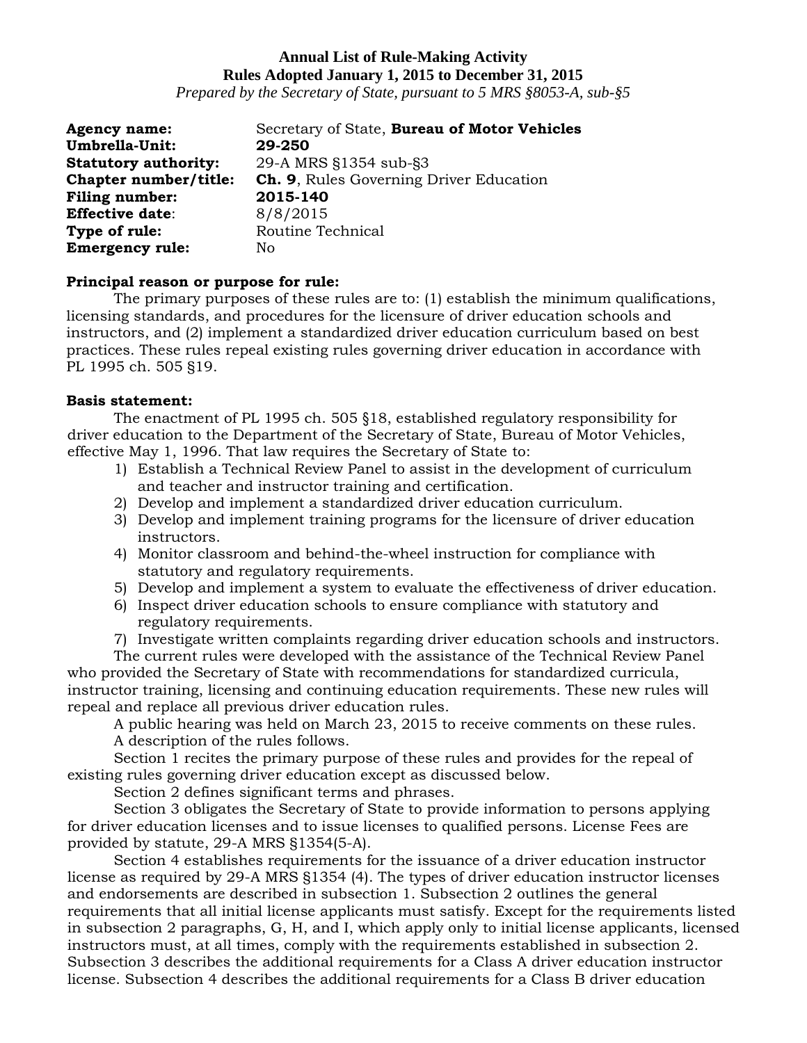**Annual List of Rule-Making Activity**
**Rules Adopted January 1, 2015 to December 31, 2015**
*Prepared by the Secretary of State, pursuant to 5 MRS §8053-A, sub-§5*

**Agency name:** Secretary of State, **Bureau of Motor Vehicles**
**Umbrella-Unit:** **29-250**
**Statutory authority:** 29-A MRS §1354 sub-§3
**Chapter number/title:** **Ch. 9**, Rules Governing Driver Education
**Filing number:** **2015-140**
**Effective date**: 8/8/2015
**Type of rule:** Routine Technical
**Emergency rule:** No

**Principal reason or purpose for rule:**

The primary purposes of these rules are to: (1) establish the minimum qualifications, licensing standards, and procedures for the licensure of driver education schools and instructors, and (2) implement a standardized driver education curriculum based on best practices. These rules repeal existing rules governing driver education in accordance with PL 1995 ch. 505 §19.

**Basis statement:**

The enactment of PL 1995 ch. 505 §18, established regulatory responsibility for driver education to the Department of the Secretary of State, Bureau of Motor Vehicles, effective May 1, 1996. That law requires the Secretary of State to:

1) Establish a Technical Review Panel to assist in the development of curriculum and teacher and instructor training and certification.
2) Develop and implement a standardized driver education curriculum.
3) Develop and implement training programs for the licensure of driver education instructors.
4) Monitor classroom and behind-the-wheel instruction for compliance with statutory and regulatory requirements.
5) Develop and implement a system to evaluate the effectiveness of driver education.
6) Inspect driver education schools to ensure compliance with statutory and regulatory requirements.
7) Investigate written complaints regarding driver education schools and instructors.

The current rules were developed with the assistance of the Technical Review Panel who provided the Secretary of State with recommendations for standardized curricula, instructor training, licensing and continuing education requirements. These new rules will repeal and replace all previous driver education rules.

A public hearing was held on March 23, 2015 to receive comments on these rules.

A description of the rules follows.

Section 1 recites the primary purpose of these rules and provides for the repeal of existing rules governing driver education except as discussed below.

Section 2 defines significant terms and phrases.

Section 3 obligates the Secretary of State to provide information to persons applying for driver education licenses and to issue licenses to qualified persons. License Fees are provided by statute, 29-A MRS §1354(5-A).

Section 4 establishes requirements for the issuance of a driver education instructor license as required by 29-A MRS §1354 (4). The types of driver education instructor licenses and endorsements are described in subsection 1. Subsection 2 outlines the general requirements that all initial license applicants must satisfy. Except for the requirements listed in subsection 2 paragraphs, G, H, and I, which apply only to initial license applicants, licensed instructors must, at all times, comply with the requirements established in subsection 2. Subsection 3 describes the additional requirements for a Class A driver education instructor license. Subsection 4 describes the additional requirements for a Class B driver education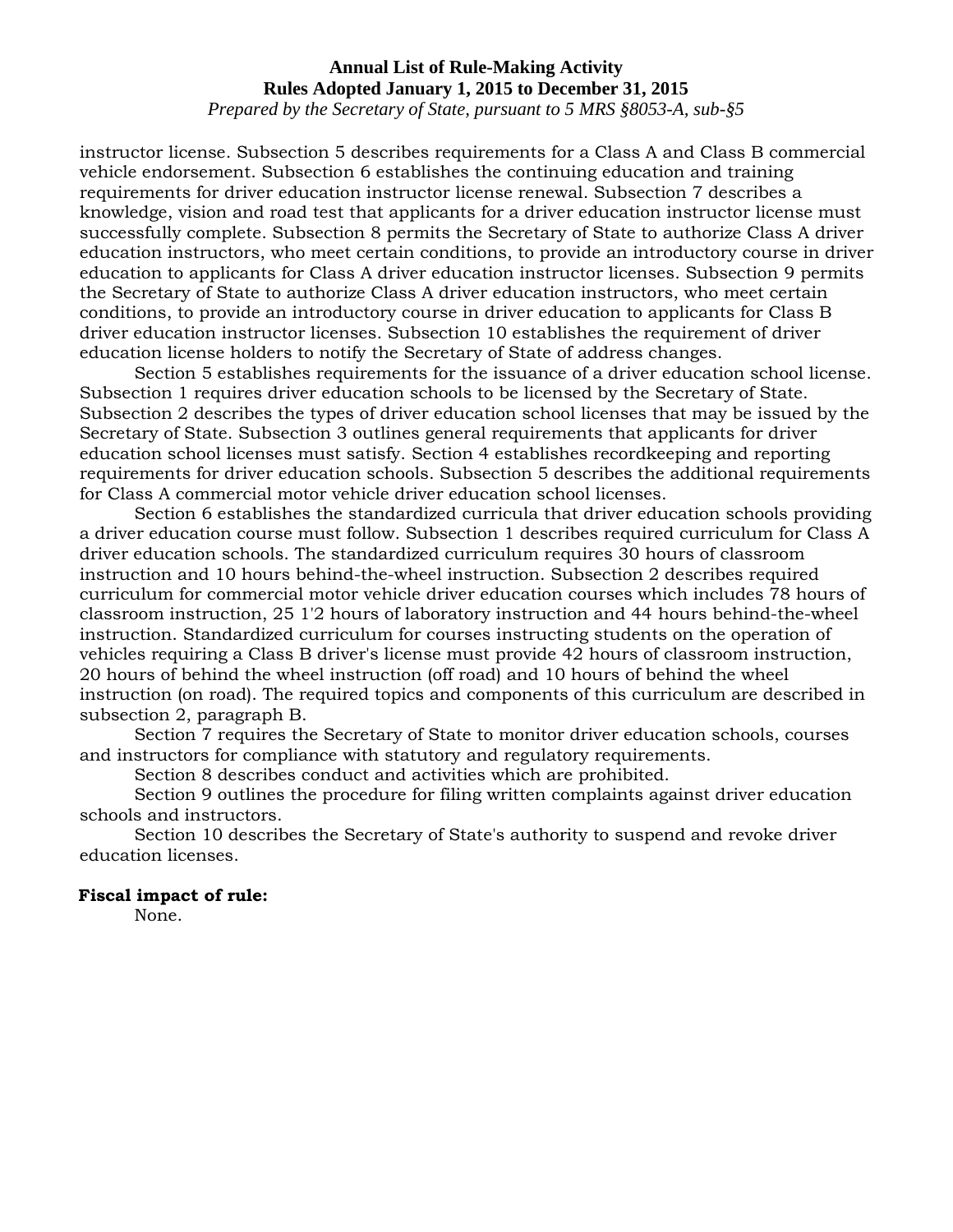instructor license. Subsection 5 describes requirements for a Class A and Class B commercial vehicle endorsement. Subsection 6 establishes the continuing education and training requirements for driver education instructor license renewal. Subsection 7 describes a knowledge, vision and road test that applicants for a driver education instructor license must successfully complete. Subsection 8 permits the Secretary of State to authorize Class A driver education instructors, who meet certain conditions, to provide an introductory course in driver education to applicants for Class A driver education instructor licenses. Subsection 9 permits the Secretary of State to authorize Class A driver education instructors, who meet certain conditions, to provide an introductory course in driver education to applicants for Class B driver education instructor licenses. Subsection 10 establishes the requirement of driver education license holders to notify the Secretary of State of address changes.

Section 5 establishes requirements for the issuance of a driver education school license. Subsection 1 requires driver education schools to be licensed by the Secretary of State. Subsection 2 describes the types of driver education school licenses that may be issued by the Secretary of State. Subsection 3 outlines general requirements that applicants for driver education school licenses must satisfy. Section 4 establishes recordkeeping and reporting requirements for driver education schools. Subsection 5 describes the additional requirements for Class A commercial motor vehicle driver education school licenses.

Section 6 establishes the standardized curricula that driver education schools providing a driver education course must follow. Subsection 1 describes required curriculum for Class A driver education schools. The standardized curriculum requires 30 hours of classroom instruction and 10 hours behind-the-wheel instruction. Subsection 2 describes required curriculum for commercial motor vehicle driver education courses which includes 78 hours of classroom instruction, 25 1'2 hours of laboratory instruction and 44 hours behind-the-wheel instruction. Standardized curriculum for courses instructing students on the operation of vehicles requiring a Class B driver's license must provide 42 hours of classroom instruction, 20 hours of behind the wheel instruction (off road) and 10 hours of behind the wheel instruction (on road). The required topics and components of this curriculum are described in subsection 2, paragraph B.

Section 7 requires the Secretary of State to monitor driver education schools, courses and instructors for compliance with statutory and regulatory requirements.

Section 8 describes conduct and activities which are prohibited.

Section 9 outlines the procedure for filing written complaints against driver education schools and instructors.

Section 10 describes the Secretary of State's authority to suspend and revoke driver education licenses.

**Fiscal impact of rule:**

None.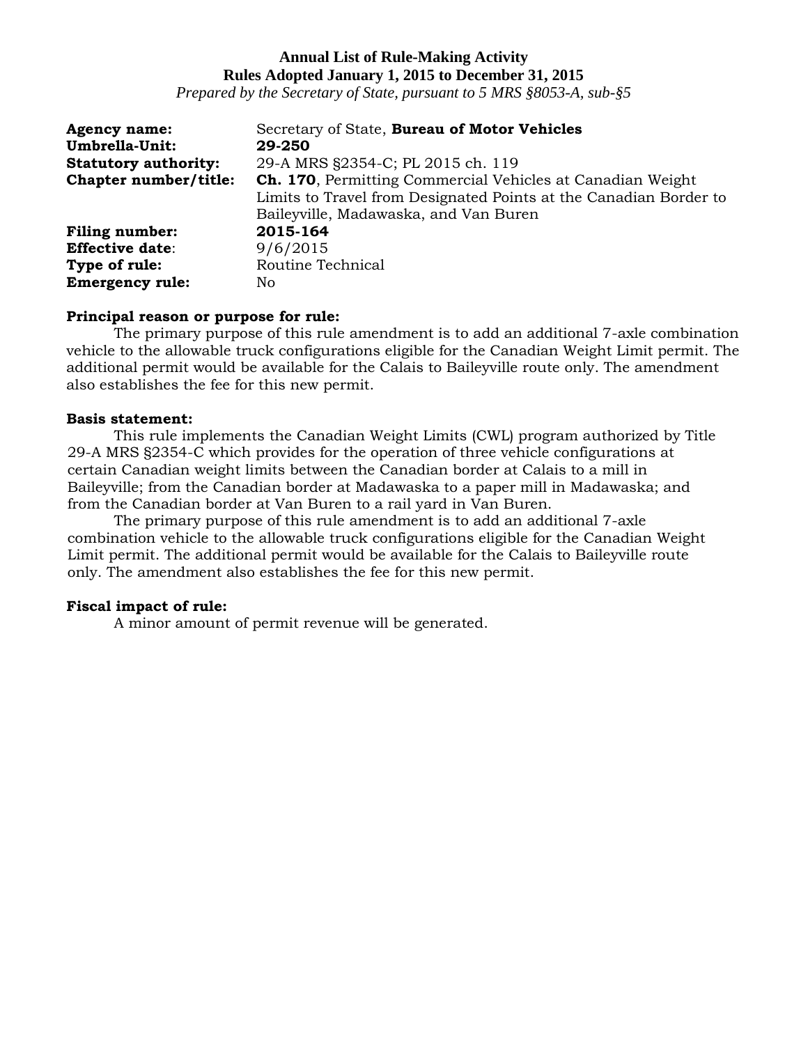**Annual List of Rule-Making Activity**
**Rules Adopted January 1, 2015 to December 31, 2015**
*Prepared by the Secretary of State, pursuant to 5 MRS §8053-A, sub-§5*

| | |
|---|---|
| **Agency name:** | Secretary of State, **Bureau of Motor Vehicles** |
| **Umbrella-Unit:** | **29-250** |
| **Statutory authority:** | 29-A MRS §2354-C; PL 2015 ch. 119 |
| **Chapter number/title:** | **Ch. 170**, Permitting Commercial Vehicles at Canadian Weight Limits to Travel from Designated Points at the Canadian Border to Baileyville, Madawaska, and Van Buren |
| **Filing number:** | **2015-164** |
| **Effective date**: | 9/6/2015 |
| **Type of rule:** | Routine Technical |
| **Emergency rule:** | No |

**Principal reason or purpose for rule:**

The primary purpose of this rule amendment is to add an additional 7-axle combination vehicle to the allowable truck configurations eligible for the Canadian Weight Limit permit. The additional permit would be available for the Calais to Baileyville route only. The amendment also establishes the fee for this new permit.

**Basis statement:**

This rule implements the Canadian Weight Limits (CWL) program authorized by Title 29-A MRS §2354-C which provides for the operation of three vehicle configurations at certain Canadian weight limits between the Canadian border at Calais to a mill in Baileyville; from the Canadian border at Madawaska to a paper mill in Madawaska; and from the Canadian border at Van Buren to a rail yard in Van Buren.

The primary purpose of this rule amendment is to add an additional 7-axle combination vehicle to the allowable truck configurations eligible for the Canadian Weight Limit permit. The additional permit would be available for the Calais to Baileyville route only. The amendment also establishes the fee for this new permit.

**Fiscal impact of rule:**

A minor amount of permit revenue will be generated.